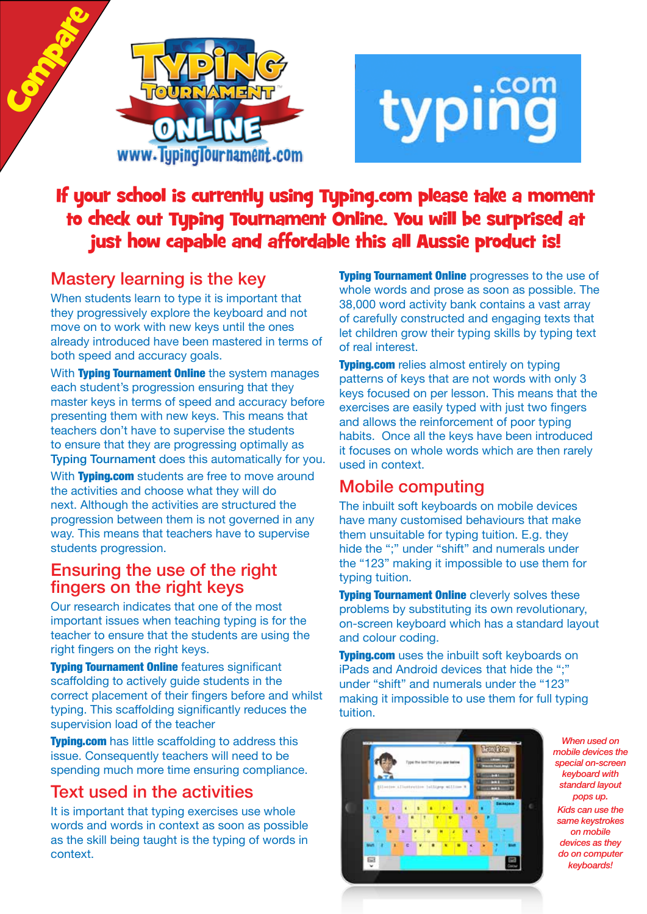Compare

TYPING TOURNAMENT ONLINE
www.TypingTournament.com

typing.com

# If your school is currently using Typing.com please take a moment to check out Typing Tournament Online. You will be surprised at just how capable and affordable this all Aussie product is!

## Mastery learning is the key

When students learn to type it is important that they progressively explore the keyboard and not move on to work with new keys until the ones already introduced have been mastered in terms of both speed and accuracy goals.

With **Typing Tournament Online** the system manages each student's progression ensuring that they master keys in terms of speed and accuracy before presenting them with new keys. This means that teachers don't have to supervise the students to ensure that they are progressing optimally as Typing Tournament does this automatically for you.

With **Typing.com** students are free to move around the activities and choose what they will do next. Although the activities are structured the progression between them is not governed in any way. This means that teachers have to supervise students progression.

## Ensuring the use of the right fingers on the right keys

Our research indicates that one of the most important issues when teaching typing is for the teacher to ensure that the students are using the right fingers on the right keys.

**Typing Tournament Online** features significant scaffolding to actively guide students in the correct placement of their fingers before and whilst typing. This scaffolding significantly reduces the supervision load of the teacher

**Typing.com** has little scaffolding to address this issue. Consequently teachers will need to be spending much more time ensuring compliance.

## Text used in the activities

It is important that typing exercises use whole words and words in context as soon as possible as the skill being taught is the typing of words in context.

**Typing Tournament Online** progresses to the use of whole words and prose as soon as possible. The 38,000 word activity bank contains a vast array of carefully constructed and engaging texts that let children grow their typing skills by typing text of real interest.

**Typing.com** relies almost entirely on typing patterns of keys that are not words with only 3 keys focused on per lesson. This means that the exercises are easily typed with just two fingers and allows the reinforcement of poor typing habits. Once all the keys have been introduced it focuses on whole words which are then rarely used in context.

## Mobile computing

The inbuilt soft keyboards on mobile devices have many customised behaviours that make them unsuitable for typing tuition. E.g. they hide the ";" under "shift" and numerals under the "123" making it impossible to use them for typing tuition.

**Typing Tournament Online** cleverly solves these problems by substituting its own revolutionary, on-screen keyboard which has a standard layout and colour coding.

**Typing.com** uses the inbuilt soft keyboards on iPads and Android devices that hide the ";" under "shift" and numerals under the "123" making it impossible to use them for full typing tuition.

*When used on mobile devices the special on-screen keyboard with standard layout pops up. Kids can use the same keystrokes on mobile devices as they do on computer keyboards!*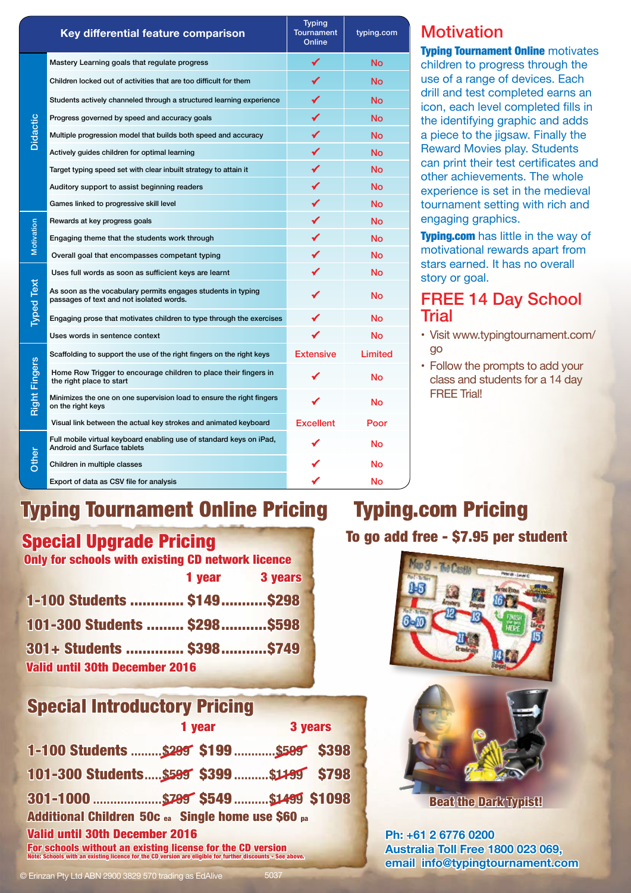| Key differential feature comparison | | Typing Tournament Online | typing.com |
|---|---|---|---|
| Didactic | Mastery Learning goals that regulate progress | ✔ | No |
| | Children locked out of activities that are too difficult for them | ✔ | No |
| | Students actively channeled through a structured learning experience | ✔ | No |
| | Progress governed by speed and accuracy goals | ✔ | No |
| | Multiple progression model that builds both speed and accuracy | ✔ | No |
| | Actively guides children for optimal learning | ✔ | No |
| | Target typing speed set with clear inbuilt strategy to attain it | ✔ | No |
| | Auditory support to assist beginning readers | ✔ | No |
| | Games linked to progressive skill level | ✔ | No |
| Motivation | Rewards at key progress goals | ✔ | No |
| | Engaging theme that the students work through | ✔ | No |
| | Overall goal that encompasses competant typing | ✔ | No |
| Typed Text | Uses full words as soon as sufficient keys are learnt | ✔ | No |
| | As soon as the vocabulary permits engages students in typing passages of text and not isolated words. | ✔ | No |
| | Engaging prose that motivates children to type through the exercises | ✔ | No |
| | Uses words in sentence context | ✔ | No |
| Right Fingers | Scaffolding to support the use of the right fingers on the right keys | Extensive | Limited |
| | Home Row Trigger to encourage children to place their fingers in the right place to start | ✔ | No |
| | Minimizes the one on one supervision load to ensure the right fingers on the right keys | ✔ | No |
| | Visual link between the actual key strokes and animated keyboard | Excellent | Poor |
| Other | Full mobile virtual keyboard enabling use of standard keys on iPad, Android and Surface tablets | ✔ | No |
| | Children in multiple classes | ✔ | No |
| | Export of data as CSV file for analysis | ✔ | No |

## Motivation

**Typing Tournament Online** motivates children to progress through the use of a range of devices. Each drill and test completed earns an icon, each level completed fills in the identifying graphic and adds a piece to the jigsaw. Finally the Reward Movies play. Students can print their test certificates and other achievements. The whole experience is set in the medieval tournament setting with rich and engaging graphics.

**Typing.com** has little in the way of motivational rewards apart from stars earned. It has no overall story or goal.

## FREE 14 Day School Trial

- Visit www.typingtournament.com/go
- Follow the prompts to add your class and students for a 14 day FREE Trial!

# Typing Tournament Online Pricing

## Special Upgrade Pricing

**Only for schools with existing CD network licence**

| | 1 year | 3 years |
|---|---|---|
| 1-100 Students | $149 | $298 |
| 101-300 Students | $298 | $598 |
| 301+ Students | $398 | $749 |

**Valid until 30th December 2016**

## Special Introductory Pricing

| | 1 year | 3 years |
|---|---|---|
| 1-100 Students | ~~$299~~ $199 | ~~$599~~ $398 |
| 101-300 Students | ~~$599~~ $399 | ~~$1199~~ $798 |
| 301-1000 | ~~$799~~ $549 | ~~$1499~~ $1098 |

Additional Children 50c ea   Single home use $60 pa

**Valid until 30th December 2016**

**For schools without an existing license for the CD version**

Note: Schools with an existing licence for the CD version are eligible for further discounts - See above.

# Typing.com Pricing

**To go add free - $7.95 per student**

Beat the Dark Typist!

Ph: +61 2 6776 0200
Australia Toll Free 1800 023 069,
email info@typingtournament.com

© Erinzan Pty Ltd ABN 2900 3829 570 trading as EdAlive   5037